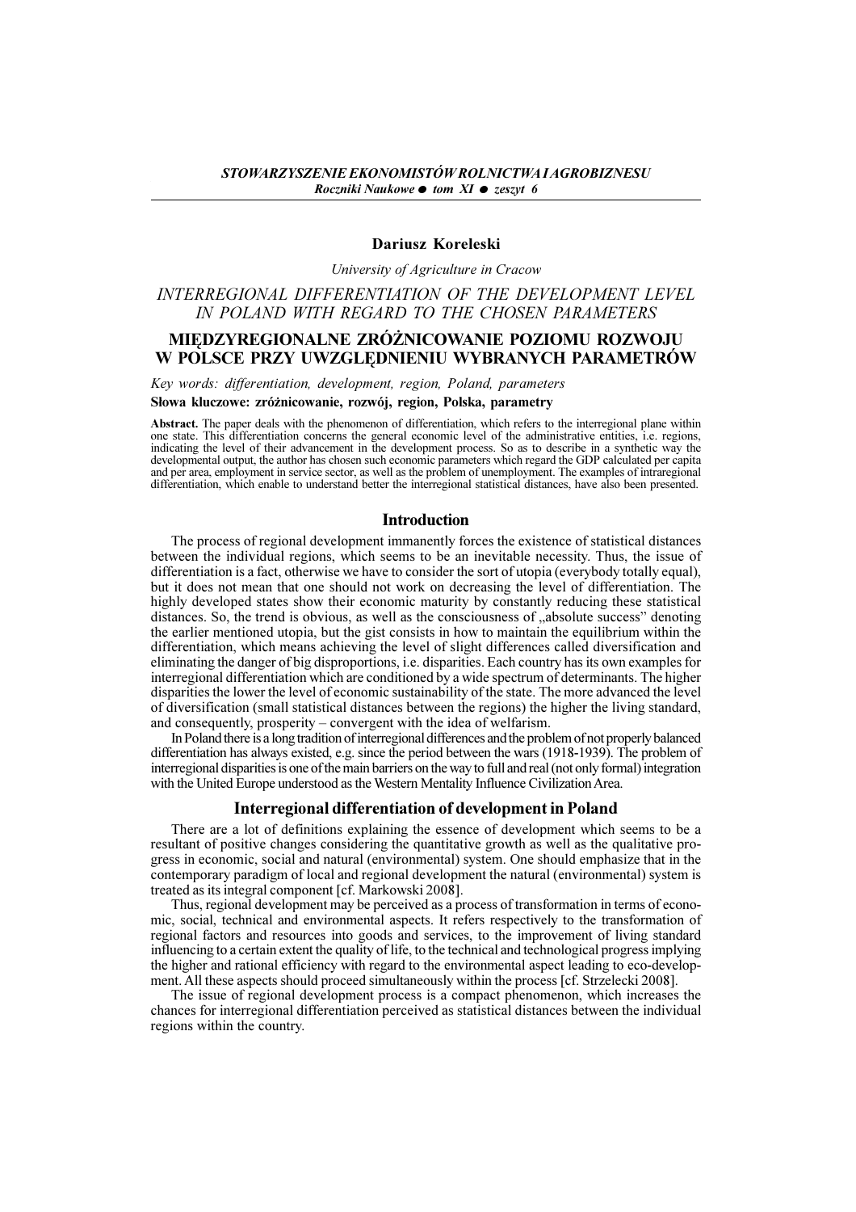*STOWARZYSZENIE EKONOMISTÓW ROLNICTWA I AGROBIZNESU*
*Roczniki Naukowe ● tom XI ● zeszyt 6*

**Dariusz Koreleski**

*University of Agriculture in Cracow*

# *INTERREGIONAL DIFFERENTIATION OF THE DEVELOPMENT LEVEL IN POLAND WITH REGARD TO THE CHOSEN PARAMETERS*

# MIĘDZYREGIONALNE ZRÓŻNICOWANIE POZIOMU ROZWOJU W POLSCE PRZY UWZGLĘDNIENIU WYBRANYCH PARAMETRÓW

*Key words: differentiation, development, region, Poland, parameters*

**Słowa kluczowe: zróżnicowanie, rozwój, region, Polska, parametry**

**Abstract.** The paper deals with the phenomenon of differentiation, which refers to the interregional plane within one state. This differentiation concerns the general economic level of the administrative entities, i.e. regions, indicating the level of their advancement in the development process. So as to describe in a synthetic way the developmental output, the author has chosen such economic parameters which regard the GDP calculated per capita and per area, employment in service sector, as well as the problem of unemployment. The examples of intraregional differentiation, which enable to understand better the interregional statistical distances, have also been presented.

## Introduction

The process of regional development immanently forces the existence of statistical distances between the individual regions, which seems to be an inevitable necessity. Thus, the issue of differentiation is a fact, otherwise we have to consider the sort of utopia (everybody totally equal), but it does not mean that one should not work on decreasing the level of differentiation. The highly developed states show their economic maturity by constantly reducing these statistical distances. So, the trend is obvious, as well as the consciousness of „absolute success" denoting the earlier mentioned utopia, but the gist consists in how to maintain the equilibrium within the differentiation, which means achieving the level of slight differences called diversification and eliminating the danger of big disproportions, i.e. disparities. Each country has its own examples for interregional differentiation which are conditioned by a wide spectrum of determinants. The higher disparities the lower the level of economic sustainability of the state. The more advanced the level of diversification (small statistical distances between the regions) the higher the living standard, and consequently, prosperity – convergent with the idea of welfarism.

In Poland there is a long tradition of interregional differences and the problem of not properly balanced differentiation has always existed, e.g. since the period between the wars (1918-1939). The problem of interregional disparities is one of the main barriers on the way to full and real (not only formal) integration with the United Europe understood as the Western Mentality Influence Civilization Area.

## Interregional differentiation of development in Poland

There are a lot of definitions explaining the essence of development which seems to be a resultant of positive changes considering the quantitative growth as well as the qualitative progress in economic, social and natural (environmental) system. One should emphasize that in the contemporary paradigm of local and regional development the natural (environmental) system is treated as its integral component [cf. Markowski 2008].

Thus, regional development may be perceived as a process of transformation in terms of economic, social, technical and environmental aspects. It refers respectively to the transformation of regional factors and resources into goods and services, to the improvement of living standard influencing to a certain extent the quality of life, to the technical and technological progress implying the higher and rational efficiency with regard to the environmental aspect leading to eco-development. All these aspects should proceed simultaneously within the process [cf. Strzelecki 2008].

The issue of regional development process is a compact phenomenon, which increases the chances for interregional differentiation perceived as statistical distances between the individual regions within the country.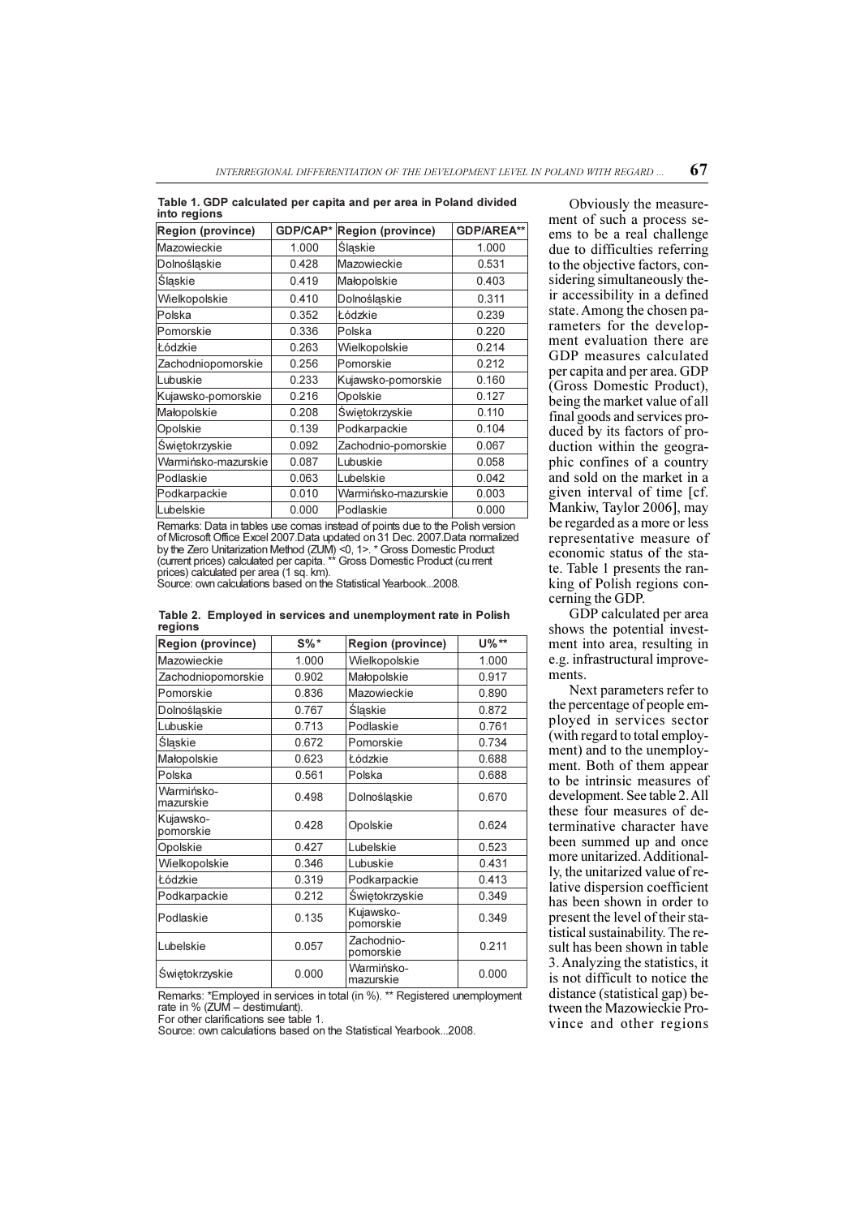**Table 1. GDP calculated per capita and per area in Poland divided into regions**

| Region (province) | GDP/CAP* | Region (province) | GDP/AREA** |
|---|---|---|---|
| Mazowieckie | 1.000 | Śląskie | 1.000 |
| Dolnośląskie | 0.428 | Mazowieckie | 0.531 |
| Śląskie | 0.419 | Małopolskie | 0.403 |
| Wielkopolskie | 0.410 | Dolnośląskie | 0.311 |
| Polska | 0.352 | Łódzkie | 0.239 |
| Pomorskie | 0.336 | Polska | 0.220 |
| Łódzkie | 0.263 | Wielkopolskie | 0.214 |
| Zachodniopomorskie | 0.256 | Pomorskie | 0.212 |
| Lubuskie | 0.233 | Kujawsko-pomorskie | 0.160 |
| Kujawsko-pomorskie | 0.216 | Opolskie | 0.127 |
| Małopolskie | 0.208 | Świętokrzyskie | 0.110 |
| Opolskie | 0.139 | Podkarpackie | 0.104 |
| Świętokrzyskie | 0.092 | Zachodnio-pomorskie | 0.067 |
| Warmińsko-mazurskie | 0.087 | Lubuskie | 0.058 |
| Podlaskie | 0.063 | Lubelskie | 0.042 |
| Podkarpackie | 0.010 | Warmińsko-mazurskie | 0.003 |
| Lubelskie | 0.000 | Podlaskie | 0.000 |

Remarks: Data in tables use comas instead of points due to the Polish version of Microsoft Office Excel 2007.Data updated on 31 Dec. 2007.Data normalized by the Zero Unitarization Method (ZUM) <0, 1>. * Gross Domestic Product (current prices) calculated per capita. ** Gross Domestic Product (cu rrent prices) calculated per area (1 sq. km).
Source: own calculations based on the Statistical Yearbook...2008.

**Table 2. Employed in services and unemployment rate in Polish regions**

| Region (province) | S%* | Region (province) | U%** |
|---|---|---|---|
| Mazowieckie | 1.000 | Wielkopolskie | 1.000 |
| Zachodniopomorskie | 0.902 | Małopolskie | 0.917 |
| Pomorskie | 0.836 | Mazowieckie | 0.890 |
| Dolnośląskie | 0.767 | Śląskie | 0.872 |
| Lubuskie | 0.713 | Podlaskie | 0.761 |
| Śląskie | 0.672 | Pomorskie | 0.734 |
| Małopolskie | 0.623 | Łódzkie | 0.688 |
| Polska | 0.561 | Polska | 0.688 |
| Warmińsko-mazurskie | 0.498 | Dolnośląskie | 0.670 |
| Kujawsko-pomorskie | 0.428 | Opolskie | 0.624 |
| Opolskie | 0.427 | Lubelskie | 0.523 |
| Wielkopolskie | 0.346 | Lubuskie | 0.431 |
| Łódzkie | 0.319 | Podkarpackie | 0.413 |
| Podkarpackie | 0.212 | Świętokrzyskie | 0.349 |
| Podlaskie | 0.135 | Kujawsko-pomorskie | 0.349 |
| Lubelskie | 0.057 | Zachodnio-pomorskie | 0.211 |
| Świętokrzyskie | 0.000 | Warmińsko-mazurskie | 0.000 |

Remarks: *Employed in services in total (in %). ** Registered unemployment rate in % (ZUM – destimulant).
For other clarifications see table 1.
Source: own calculations based on the Statistical Yearbook...2008.

Obviously the measurement of such a process seems to be a real challenge due to difficulties referring to the objective factors, considering simultaneously their accessibility in a defined state. Among the chosen parameters for the development evaluation there are GDP measures calculated per capita and per area. GDP (Gross Domestic Product), being the market value of all final goods and services produced by its factors of production within the geographic confines of a country and sold on the market in a given interval of time [cf. Mankiw, Taylor 2006], may be regarded as a more or less representative measure of economic status of the state. Table 1 presents the ranking of Polish regions concerning the GDP.

GDP calculated per area shows the potential investment into area, resulting in e.g. infrastructural improvements.

Next parameters refer to the percentage of people employed in services sector (with regard to total employment) and to the unemployment. Both of them appear to be intrinsic measures of development. See table 2. All these four measures of determinative character have been summed up and once more unitarized. Additionally, the unitarized value of relative dispersion coefficient has been shown in order to present the level of their statistical sustainability. The result has been shown in table 3. Analyzing the statistics, it is not difficult to notice the distance (statistical gap) between the Mazowieckie Province and other regions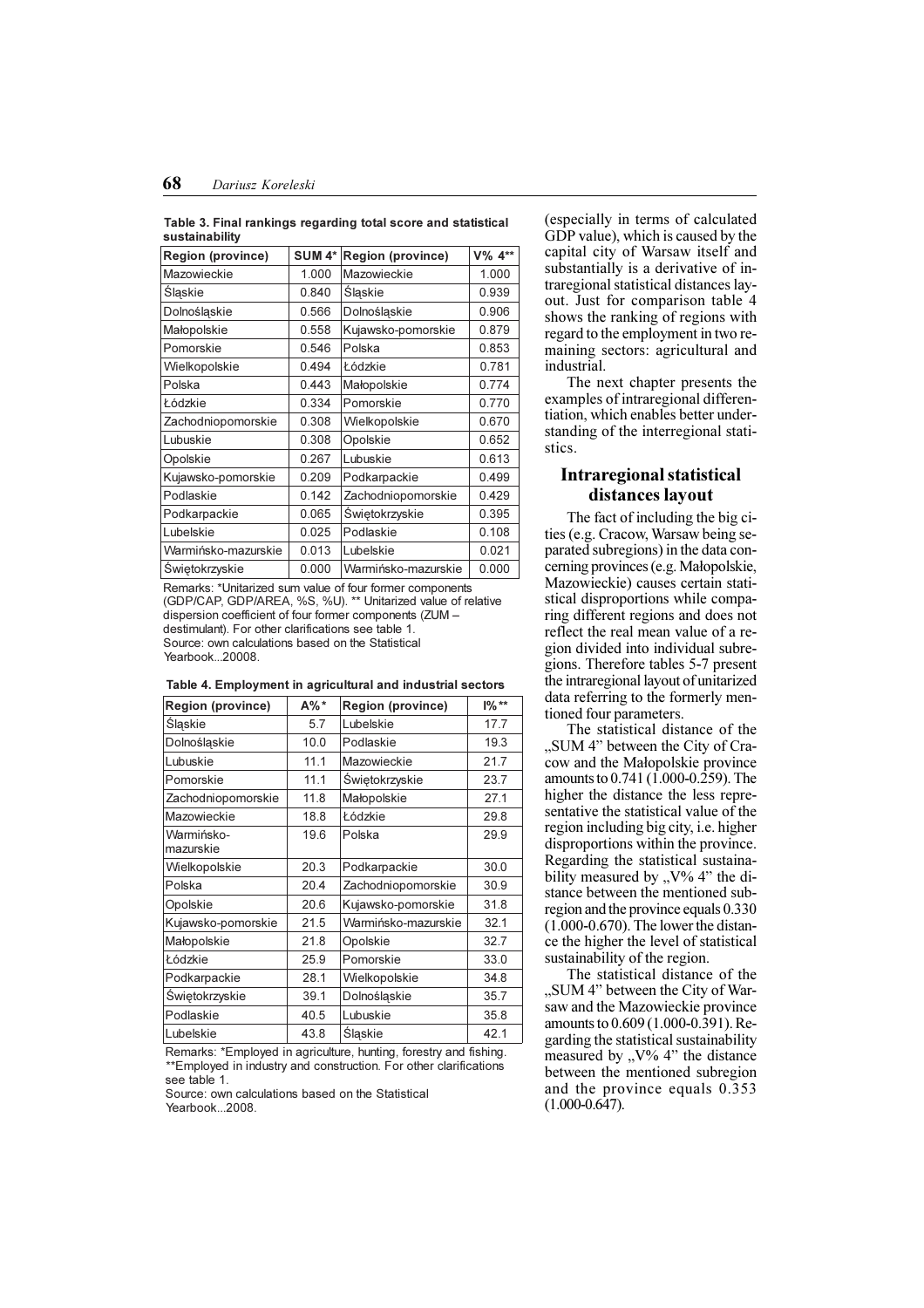**Table 3. Final rankings regarding total score and statistical sustainability**

| Region (province) | SUM 4* | Region (province) | V% 4** |
|---|---|---|---|
| Mazowieckie | 1.000 | Mazowieckie | 1.000 |
| Śląskie | 0.840 | Śląskie | 0.939 |
| Dolnośląskie | 0.566 | Dolnośląskie | 0.906 |
| Małopolskie | 0.558 | Kujawsko-pomorskie | 0.879 |
| Pomorskie | 0.546 | Polska | 0.853 |
| Wielkopolskie | 0.494 | Łódzkie | 0.781 |
| Polska | 0.443 | Małopolskie | 0.774 |
| Łódzkie | 0.334 | Pomorskie | 0.770 |
| Zachodniopomorskie | 0.308 | Wielkopolskie | 0.670 |
| Lubuskie | 0.308 | Opolskie | 0.652 |
| Opolskie | 0.267 | Lubuskie | 0.613 |
| Kujawsko-pomorskie | 0.209 | Podkarpackie | 0.499 |
| Podlaskie | 0.142 | Zachodniopomorskie | 0.429 |
| Podkarpackie | 0.065 | Świętokrzyskie | 0.395 |
| Lubelskie | 0.025 | Podlaskie | 0.108 |
| Warmińsko-mazurskie | 0.013 | Lubelskie | 0.021 |
| Świętokrzyskie | 0.000 | Warmińsko-mazurskie | 0.000 |

Remarks: *Unitarized sum value of four former components (GDP/CAP, GDP/AREA, %S, %U). ** Unitarized value of relative dispersion coefficient of four former components (ZUM – destimulant). For other clarifications see table 1.
Source: own calculations based on the Statistical Yearbook...20008.

**Table 4. Employment in agricultural and industrial sectors**

| Region (province) | A%* | Region (province) | I%** |
|---|---|---|---|
| Śląskie | 5.7 | Lubelskie | 17.7 |
| Dolnośląskie | 10.0 | Podlaskie | 19.3 |
| Lubuskie | 11.1 | Mazowieckie | 21.7 |
| Pomorskie | 11.1 | Świętokrzyskie | 23.7 |
| Zachodniopomorskie | 11.8 | Małopolskie | 27.1 |
| Mazowieckie | 18.8 | Łódzkie | 29.8 |
| Warmińsko-mazurskie | 19.6 | Polska | 29.9 |
| Wielkopolskie | 20.3 | Podkarpackie | 30.0 |
| Polska | 20.4 | Zachodniopomorskie | 30.9 |
| Opolskie | 20.6 | Kujawsko-pomorskie | 31.8 |
| Kujawsko-pomorskie | 21.5 | Warmińsko-mazurskie | 32.1 |
| Małopolskie | 21.8 | Opolskie | 32.7 |
| Łódzkie | 25.9 | Pomorskie | 33.0 |
| Podkarpackie | 28.1 | Wielkopolskie | 34.8 |
| Świętokrzyskie | 39.1 | Dolnośląskie | 35.7 |
| Podlaskie | 40.5 | Lubuskie | 35.8 |
| Lubelskie | 43.8 | Śląskie | 42.1 |

Remarks: *Employed in agriculture, hunting, forestry and fishing. **Employed in industry and construction. For other clarifications see table 1.
Source: own calculations based on the Statistical Yearbook...2008.

(especially in terms of calculated GDP value), which is caused by the capital city of Warsaw itself and substantially is a derivative of intraregional statistical distances layout. Just for comparison table 4 shows the ranking of regions with regard to the employment in two remaining sectors: agricultural and industrial.

The next chapter presents the examples of intraregional differentiation, which enables better understanding of the interregional statistics.

## Intraregional statistical distances layout

The fact of including the big cities (e.g. Cracow, Warsaw being separated subregions) in the data concerning provinces (e.g. Małopolskie, Mazowieckie) causes certain statistical disproportions while comparing different regions and does not reflect the real mean value of a region divided into individual subregions. Therefore tables 5-7 present the intraregional layout of unitarized data referring to the formerly mentioned four parameters.

The statistical distance of the „SUM 4" between the City of Cracow and the Małopolskie province amounts to 0.741 (1.000-0.259). The higher the distance the less representative the statistical value of the region including big city, i.e. higher disproportions within the province. Regarding the statistical sustainability measured by „V% 4" the distance between the mentioned subregion and the province equals 0.330 (1.000-0.670). The lower the distance the higher the level of statistical sustainability of the region.

The statistical distance of the „SUM 4" between the City of Warsaw and the Mazowieckie province amounts to 0.609 (1.000-0.391). Regarding the statistical sustainability measured by „V% 4" the distance between the mentioned subregion and the province equals 0.353 (1.000-0.647).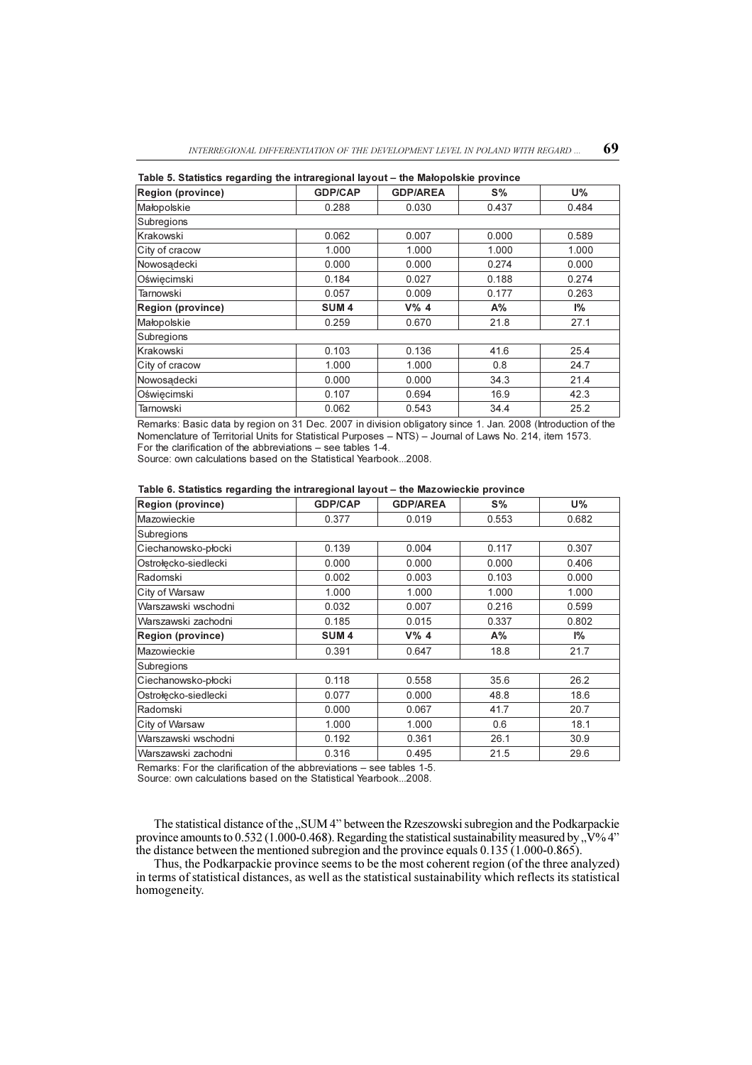**Table 5. Statistics regarding the intraregional layout – the Małopolskie province**

| Region (province) | GDP/CAP | GDP/AREA | S% | U% |
|---|---|---|---|---|
| Małopolskie | 0.288 | 0.030 | 0.437 | 0.484 |
| Subregions | | | | |
| Krakowski | 0.062 | 0.007 | 0.000 | 0.589 |
| City of cracow | 1.000 | 1.000 | 1.000 | 1.000 |
| Nowosądecki | 0.000 | 0.000 | 0.274 | 0.000 |
| Oświęcimski | 0.184 | 0.027 | 0.188 | 0.274 |
| Tarnowski | 0.057 | 0.009 | 0.177 | 0.263 |
| **Region (province)** | **SUM 4** | **V% 4** | **A%** | **I%** |
| Małopolskie | 0.259 | 0.670 | 21.8 | 27.1 |
| Subregions | | | | |
| Krakowski | 0.103 | 0.136 | 41.6 | 25.4 |
| City of cracow | 1.000 | 1.000 | 0.8 | 24.7 |
| Nowosądecki | 0.000 | 0.000 | 34.3 | 21.4 |
| Oświęcimski | 0.107 | 0.694 | 16.9 | 42.3 |
| Tarnowski | 0.062 | 0.543 | 34.4 | 25.2 |

Remarks: Basic data by region on 31 Dec. 2007 in division obligatory since 1. Jan. 2008 (Introduction of the Nomenclature of Territorial Units for Statistical Purposes – NTS) – Journal of Laws No. 214, item 1573.
For the clarification of the abbreviations – see tables 1-4.
Source: own calculations based on the Statistical Yearbook...2008.

**Table 6. Statistics regarding the intraregional layout – the Mazowieckie province**

| Region (province) | GDP/CAP | GDP/AREA | S% | U% |
|---|---|---|---|---|
| Mazowieckie | 0.377 | 0.019 | 0.553 | 0.682 |
| Subregions | | | | |
| Ciechanowsko-płocki | 0.139 | 0.004 | 0.117 | 0.307 |
| Ostrołęcko-siedlecki | 0.000 | 0.000 | 0.000 | 0.406 |
| Radomski | 0.002 | 0.003 | 0.103 | 0.000 |
| City of Warsaw | 1.000 | 1.000 | 1.000 | 1.000 |
| Warszawski wschodni | 0.032 | 0.007 | 0.216 | 0.599 |
| Warszawski zachodni | 0.185 | 0.015 | 0.337 | 0.802 |
| **Region (province)** | **SUM 4** | **V% 4** | **A%** | **I%** |
| Mazowieckie | 0.391 | 0.647 | 18.8 | 21.7 |
| Subregions | | | | |
| Ciechanowsko-płocki | 0.118 | 0.558 | 35.6 | 26.2 |
| Ostrołęcko-siedlecki | 0.077 | 0.000 | 48.8 | 18.6 |
| Radomski | 0.000 | 0.067 | 41.7 | 20.7 |
| City of Warsaw | 1.000 | 1.000 | 0.6 | 18.1 |
| Warszawski wschodni | 0.192 | 0.361 | 26.1 | 30.9 |
| Warszawski zachodni | 0.316 | 0.495 | 21.5 | 29.6 |

Remarks: For the clarification of the abbreviations – see tables 1-5.
Source: own calculations based on the Statistical Yearbook...2008.

The statistical distance of the „SUM 4" between the Rzeszowski subregion and the Podkarpackie province amounts to 0.532 (1.000-0.468). Regarding the statistical sustainability measured by „V% 4" the distance between the mentioned subregion and the province equals 0.135 (1.000-0.865).

Thus, the Podkarpackie province seems to be the most coherent region (of the three analyzed) in terms of statistical distances, as well as the statistical sustainability which reflects its statistical homogeneity.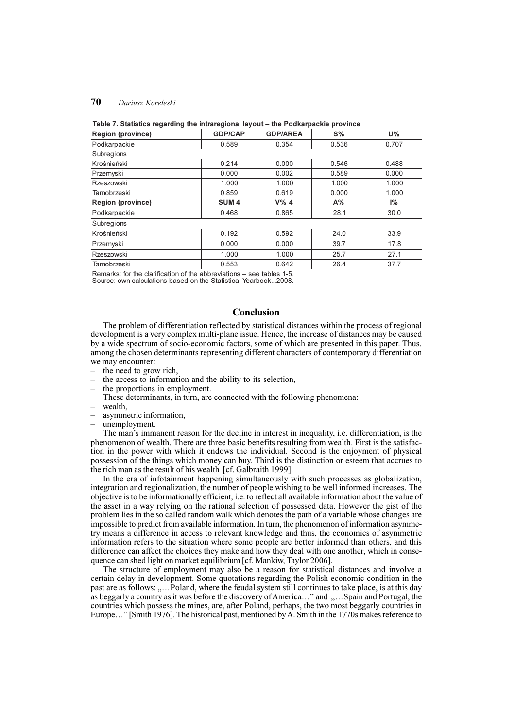**Table 7. Statistics regarding the intraregional layout – the Podkarpackie province**

| Region (province) | GDP/CAP | GDP/AREA | S% | U% |
|---|---|---|---|---|
| Podkarpackie | 0.589 | 0.354 | 0.536 | 0.707 |
| Subregions | | | | |
| Krośnieński | 0.214 | 0.000 | 0.546 | 0.488 |
| Przemyski | 0.000 | 0.002 | 0.589 | 0.000 |
| Rzeszowski | 1.000 | 1.000 | 1.000 | 1.000 |
| Tarnobrzeski | 0.859 | 0.619 | 0.000 | 1.000 |
| **Region (province)** | **SUM 4** | **V% 4** | **A%** | **I%** |
| Podkarpackie | 0.468 | 0.865 | 28.1 | 30.0 |
| Subregions | | | | |
| Krośnieński | 0.192 | 0.592 | 24.0 | 33.9 |
| Przemyski | 0.000 | 0.000 | 39.7 | 17.8 |
| Rzeszowski | 1.000 | 1.000 | 25.7 | 27.1 |
| Tarnobrzeski | 0.553 | 0.642 | 26.4 | 37.7 |

Remarks: for the clarification of the abbreviations – see tables 1-5.
Source: own calculations based on the Statistical Yearbook...2008.

## Conclusion

The problem of differentiation reflected by statistical distances within the process of regional development is a very complex multi-plane issue. Hence, the increase of distances may be caused by a wide spectrum of socio-economic factors, some of which are presented in this paper. Thus, among the chosen determinants representing different characters of contemporary differentiation we may encounter:

- the need to grow rich,
- the access to information and the ability to its selection,
- the proportions in employment.

These determinants, in turn, are connected with the following phenomena:

- wealth,
- asymmetric information,
- unemployment.

The man's immanent reason for the decline in interest in inequality, i.e. differentiation, is the phenomenon of wealth. There are three basic benefits resulting from wealth. First is the satisfaction in the power with which it endows the individual. Second is the enjoyment of physical possession of the things which money can buy. Third is the distinction or esteem that accrues to the rich man as the result of his wealth [cf. Galbraith 1999].

In the era of infotainment happening simultaneously with such processes as globalization, integration and regionalization, the number of people wishing to be well informed increases. The objective is to be informationally efficient, i.e. to reflect all available information about the value of the asset in a way relying on the rational selection of possessed data. However the gist of the problem lies in the so called random walk which denotes the path of a variable whose changes are impossible to predict from available information. In turn, the phenomenon of information asymmetry means a difference in access to relevant knowledge and thus, the economics of asymmetric information refers to the situation where some people are better informed than others, and this difference can affect the choices they make and how they deal with one another, which in consequence can shed light on market equilibrium [cf. Mankiw, Taylor 2006].

The structure of employment may also be a reason for statistical distances and involve a certain delay in development. Some quotations regarding the Polish economic condition in the past are as follows: „…Poland, where the feudal system still continues to take place, is at this day as beggarly a country as it was before the discovery of America…" and „…Spain and Portugal, the countries which possess the mines, are, after Poland, perhaps, the two most beggarly countries in Europe…" [Smith 1976]. The historical past, mentioned by A. Smith in the 1770s makes reference to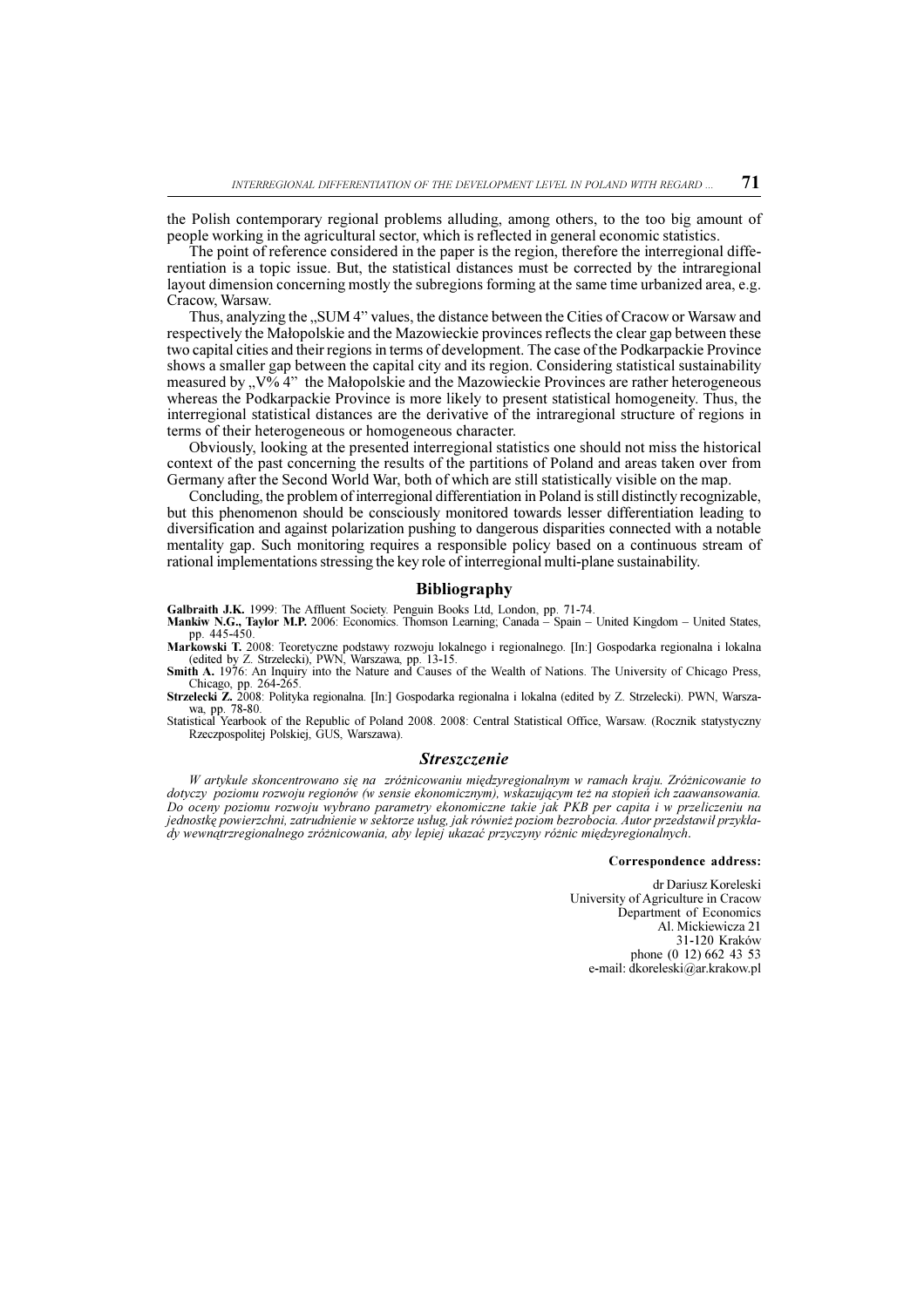the Polish contemporary regional problems alluding, among others, to the too big amount of people working in the agricultural sector, which is reflected in general economic statistics.

The point of reference considered in the paper is the region, therefore the interregional differentiation is a topic issue. But, the statistical distances must be corrected by the intraregional layout dimension concerning mostly the subregions forming at the same time urbanized area, e.g. Cracow, Warsaw.

Thus, analyzing the „SUM 4" values, the distance between the Cities of Cracow or Warsaw and respectively the Małopolskie and the Mazowieckie provinces reflects the clear gap between these two capital cities and their regions in terms of development. The case of the Podkarpackie Province shows a smaller gap between the capital city and its region. Considering statistical sustainability measured by „V% 4" the Małopolskie and the Mazowieckie Provinces are rather heterogeneous whereas the Podkarpackie Province is more likely to present statistical homogeneity. Thus, the interregional statistical distances are the derivative of the intraregional structure of regions in terms of their heterogeneous or homogeneous character.

Obviously, looking at the presented interregional statistics one should not miss the historical context of the past concerning the results of the partitions of Poland and areas taken over from Germany after the Second World War, both of which are still statistically visible on the map.

Concluding, the problem of interregional differentiation in Poland is still distinctly recognizable, but this phenomenon should be consciously monitored towards lesser differentiation leading to diversification and against polarization pushing to dangerous disparities connected with a notable mentality gap. Such monitoring requires a responsible policy based on a continuous stream of rational implementations stressing the key role of interregional multi-plane sustainability.

## Bibliography

**Galbraith J.K.** 1999: The Affluent Society. Penguin Books Ltd, London, pp. 71-74.

**Mankiw N.G., Taylor M.P.** 2006: Economics. Thomson Learning; Canada – Spain – United Kingdom – United States, pp. 445-450.

**Markowski T.** 2008: Teoretyczne podstawy rozwoju lokalnego i regionalnego. [In:] Gospodarka regionalna i lokalna (edited by Z. Strzelecki), PWN, Warszawa, pp. 13-15.

**Smith A.** 1976: An Inquiry into the Nature and Causes of the Wealth of Nations. The University of Chicago Press, Chicago, pp. 264-265.

**Strzelecki Z.** 2008: Polityka regionalna. [In:] Gospodarka regionalna i lokalna (edited by Z. Strzelecki). PWN, Warszawa, pp. 78-80.

Statistical Yearbook of the Republic of Poland 2008. 2008: Central Statistical Office, Warsaw. (Rocznik statystyczny Rzeczpospolitej Polskiej, GUS, Warszawa).

## *Streszczenie*

*W artykule skoncentrowano się na zróżnicowaniu międzyregionalnym w ramach kraju. Zróżnicowanie to dotyczy poziomu rozwoju regionów (w sensie ekonomicznym), wskazującym też na stopień ich zaawansowania. Do oceny poziomu rozwoju wybrano parametry ekonomiczne takie jak PKB per capita i w przeliczeniu na jednostkę powierzchni, zatrudnienie w sektorze usług, jak również poziom bezrobocia. Autor przedstawił przykłady wewnątrzregionalnego zróżnicowania, aby lepiej ukazać przyczyny różnic międzyregionalnych.*

**Correspondence address:**

dr Dariusz Koreleski
University of Agriculture in Cracow
Department of Economics
Al. Mickiewicza 21
31-120 Kraków
phone (0 12) 662 43 53
e-mail: dkoreleski@ar.krakow.pl